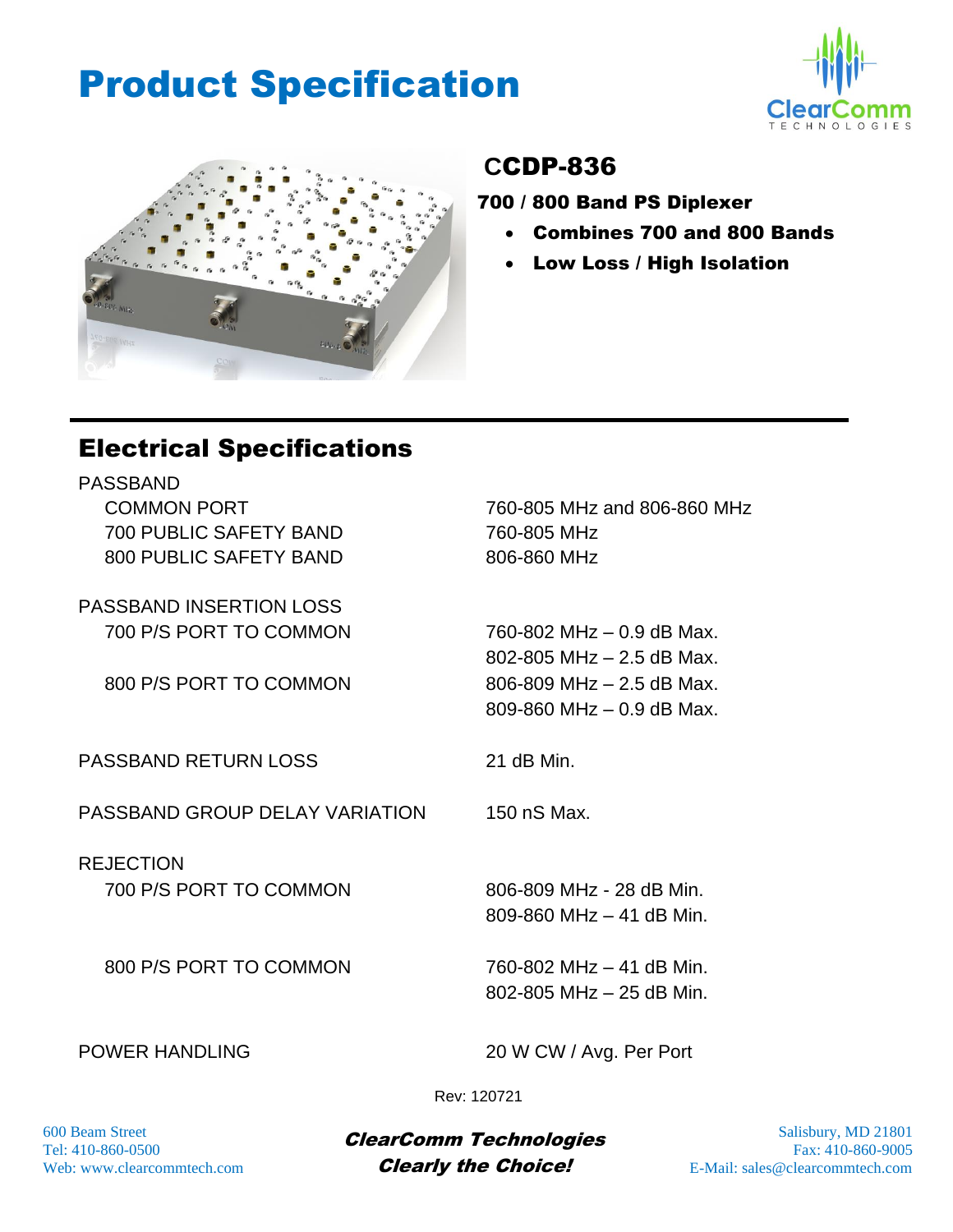# Product Specification

## CCDP-836

**700 / 800 Band PS Diplexer**

- **Combines 700 and 800 Bands**
- **Low Loss / High Isolation**

## Electrical Specifications

| | |
|---|---|
| PASSBAND | |
| COMMON PORT | 760-805 MHz and 806-860 MHz |
| 700 PUBLIC SAFETY BAND | 760-805 MHz |
| 800 PUBLIC SAFETY BAND | 806-860 MHz |
| PASSBAND INSERTION LOSS | |
| 700 P/S PORT TO COMMON | 760-802 MHz – 0.9 dB Max. |
| | 802-805 MHz – 2.5 dB Max. |
| 800 P/S PORT TO COMMON | 806-809 MHz – 2.5 dB Max. |
| | 809-860 MHz – 0.9 dB Max. |
| PASSBAND RETURN LOSS | 21 dB Min. |
| PASSBAND GROUP DELAY VARIATION | 150 nS Max. |
| REJECTION | |
| 700 P/S PORT TO COMMON | 806-809 MHz - 28 dB Min. |
| | 809-860 MHz – 41 dB Min. |
| 800 P/S PORT TO COMMON | 760-802 MHz – 41 dB Min. |
| | 802-805 MHz – 25 dB Min. |
| POWER HANDLING | 20 W CW / Avg. Per Port |

Rev: 120721

600 Beam Street
Tel: 410-860-0500
Web: www.clearcommtech.com

***ClearComm Technologies***
***Clearly the Choice!***

Salisbury, MD 21801
Fax: 410-860-9005
E-Mail: sales@clearcommtech.com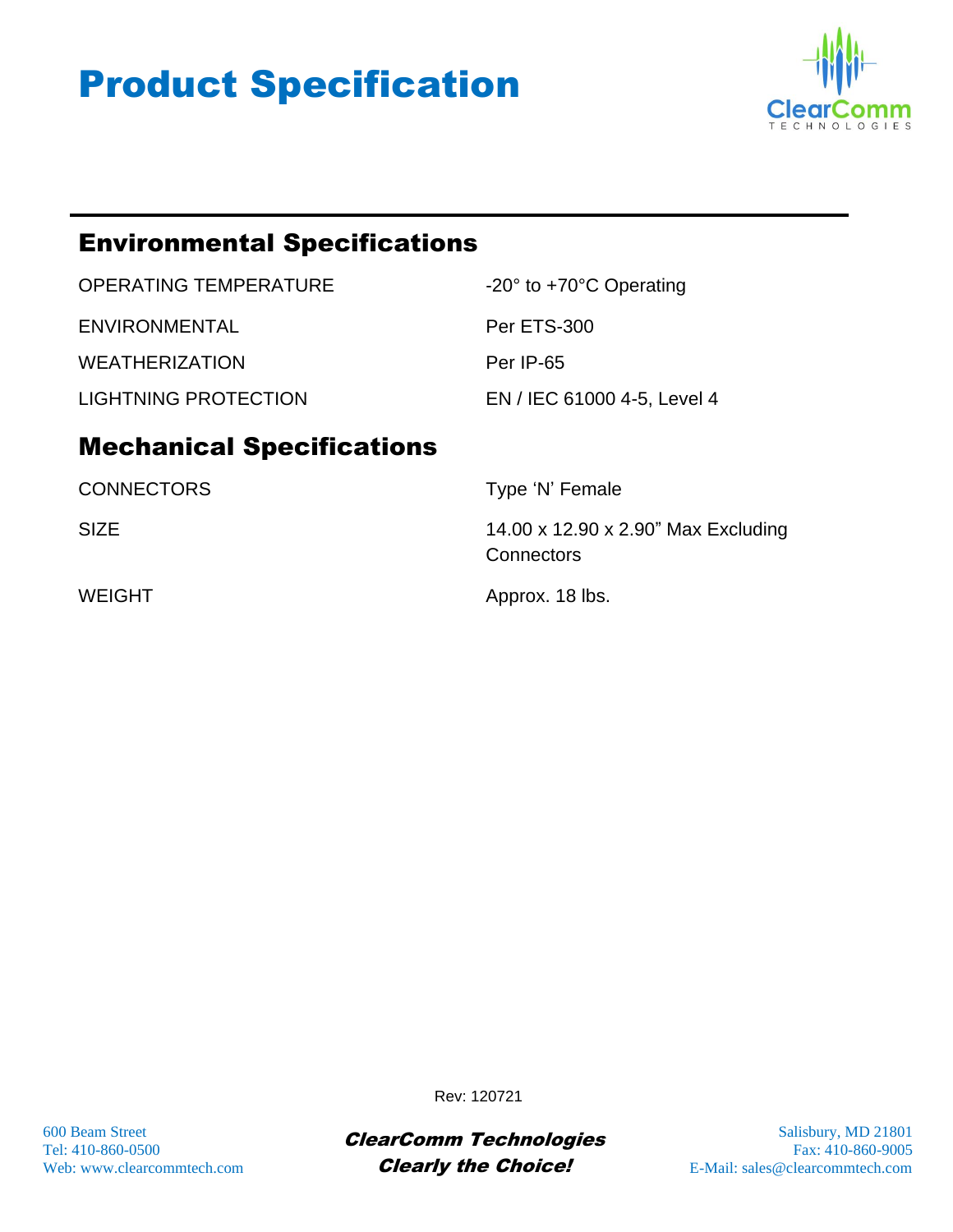# Product Specification

## Environmental Specifications

| | |
|---|---|
| OPERATING TEMPERATURE | -20° to +70°C Operating |
| ENVIRONMENTAL | Per ETS-300 |
| WEATHERIZATION | Per IP-65 |
| LIGHTNING PROTECTION | EN / IEC 61000 4-5, Level 4 |

## Mechanical Specifications

| | |
|---|---|
| CONNECTORS | Type 'N' Female |
| SIZE | 14.00 x 12.90 x 2.90" Max Excluding Connectors |
| WEIGHT | Approx. 18 lbs. |

Rev: 120721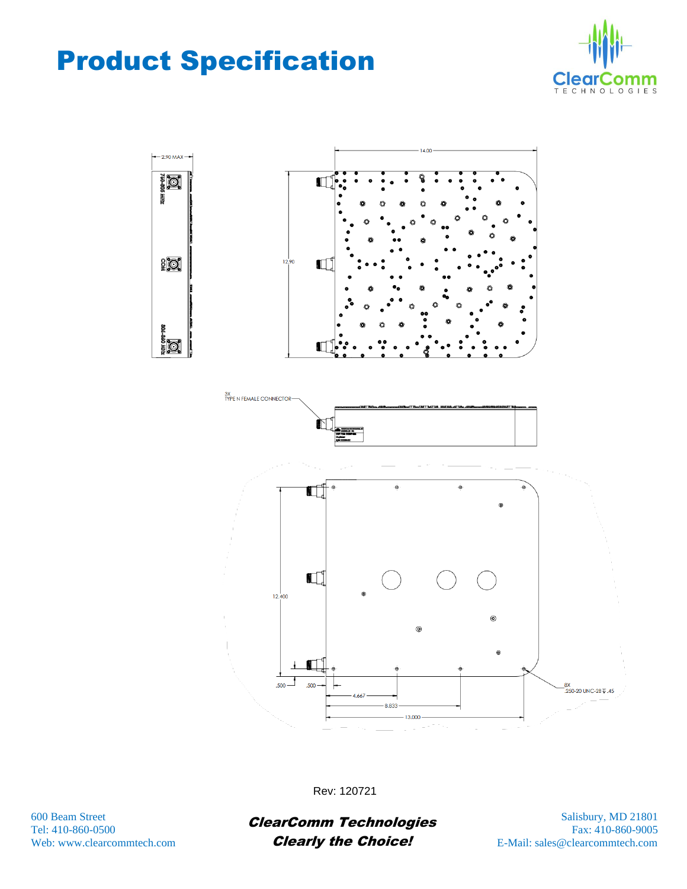# Product Specification

2.90 MAX

760-806 MHz

COM

806-860 MHz

14.00

12.90

3X
TYPE N FEMALE CONNECTOR

12.400

.500

.500

4.667

8.833

13.000

8X
.250-20 UNC-2B ⊽ .45

Rev: 120721

600 Beam Street
Tel: 410-860-0500
Web: www.clearcommtech.com

***ClearComm Technologies***
***Clearly the Choice!***

Salisbury, MD 21801
Fax: 410-860-9005
E-Mail: sales@clearcommtech.com